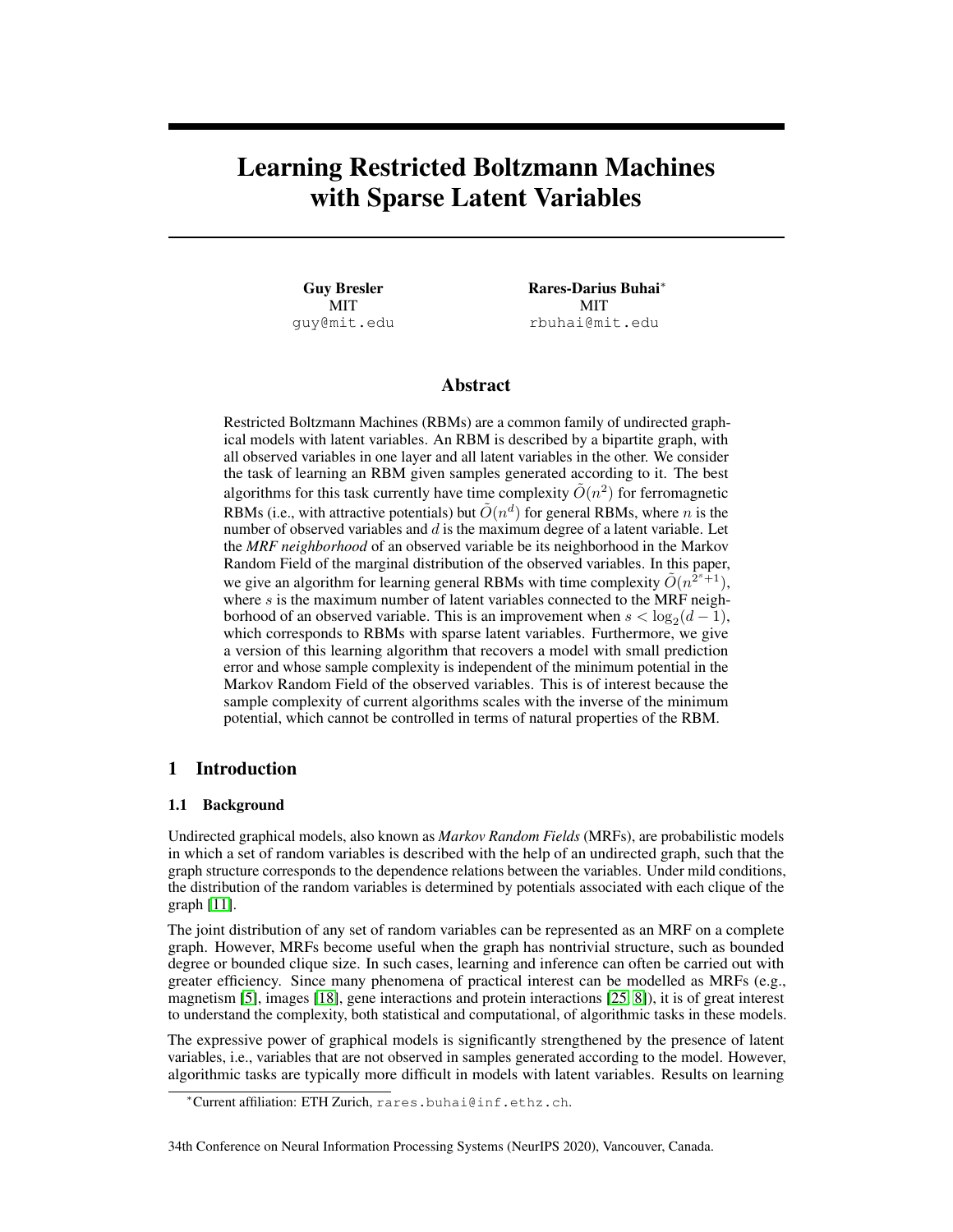# Learning Restricted Boltzmann Machines with Sparse Latent Variables

**Guy Bresler**
MIT
guy@mit.edu

**Rares-Darius Buhai**[*]
MIT
rbuhai@mit.edu

## Abstract

Restricted Boltzmann Machines (RBMs) are a common family of undirected graphical models with latent variables. An RBM is described by a bipartite graph, with all observed variables in one layer and all latent variables in the other. We consider the task of learning an RBM given samples generated according to it. The best algorithms for this task currently have time complexity $\tilde{O}(n^2)$ for ferromagnetic RBMs (i.e., with attractive potentials) but $\tilde{O}(n^d)$ for general RBMs, where $n$ is the number of observed variables and $d$ is the maximum degree of a latent variable. Let the ***MRF neighborhood*** of an observed variable be its neighborhood in the Markov Random Field of the marginal distribution of the observed variables. In this paper, we give an algorithm for learning general RBMs with time complexity $\tilde{O}(n^{2^s+1})$, where $s$ is the maximum number of latent variables connected to the MRF neighborhood of an observed variable. This is an improvement when $s < \log_2(d-1)$, which corresponds to RBMs with sparse latent variables. Furthermore, we give a version of this learning algorithm that recovers a model with small prediction error and whose sample complexity is independent of the minimum potential in the Markov Random Field of the observed variables. This is of interest because the sample complexity of current algorithms scales with the inverse of the minimum potential, which cannot be controlled in terms of natural properties of the RBM.

## 1 Introduction

### 1.1 Background

Undirected graphical models, also known as *Markov Random Fields* (MRFs), are probabilistic models in which a set of random variables is described with the help of an undirected graph, such that the graph structure corresponds to the dependence relations between the variables. Under mild conditions, the distribution of the random variables is determined by potentials associated with each clique of the graph [11].

The joint distribution of any set of random variables can be represented as an MRF on a complete graph. However, MRFs become useful when the graph has nontrivial structure, such as bounded degree or bounded clique size. In such cases, learning and inference can often be carried out with greater efficiency. Since many phenomena of practical interest can be modelled as MRFs (e.g., magnetism [5], images [18], gene interactions and protein interactions [25, 8]), it is of great interest to understand the complexity, both statistical and computational, of algorithmic tasks in these models.

The expressive power of graphical models is significantly strengthened by the presence of latent variables, i.e., variables that are not observed in samples generated according to the model. However, algorithmic tasks are typically more difficult in models with latent variables. Results on learning

[*] Current affiliation: ETH Zurich, rares.buhai@inf.ethz.ch.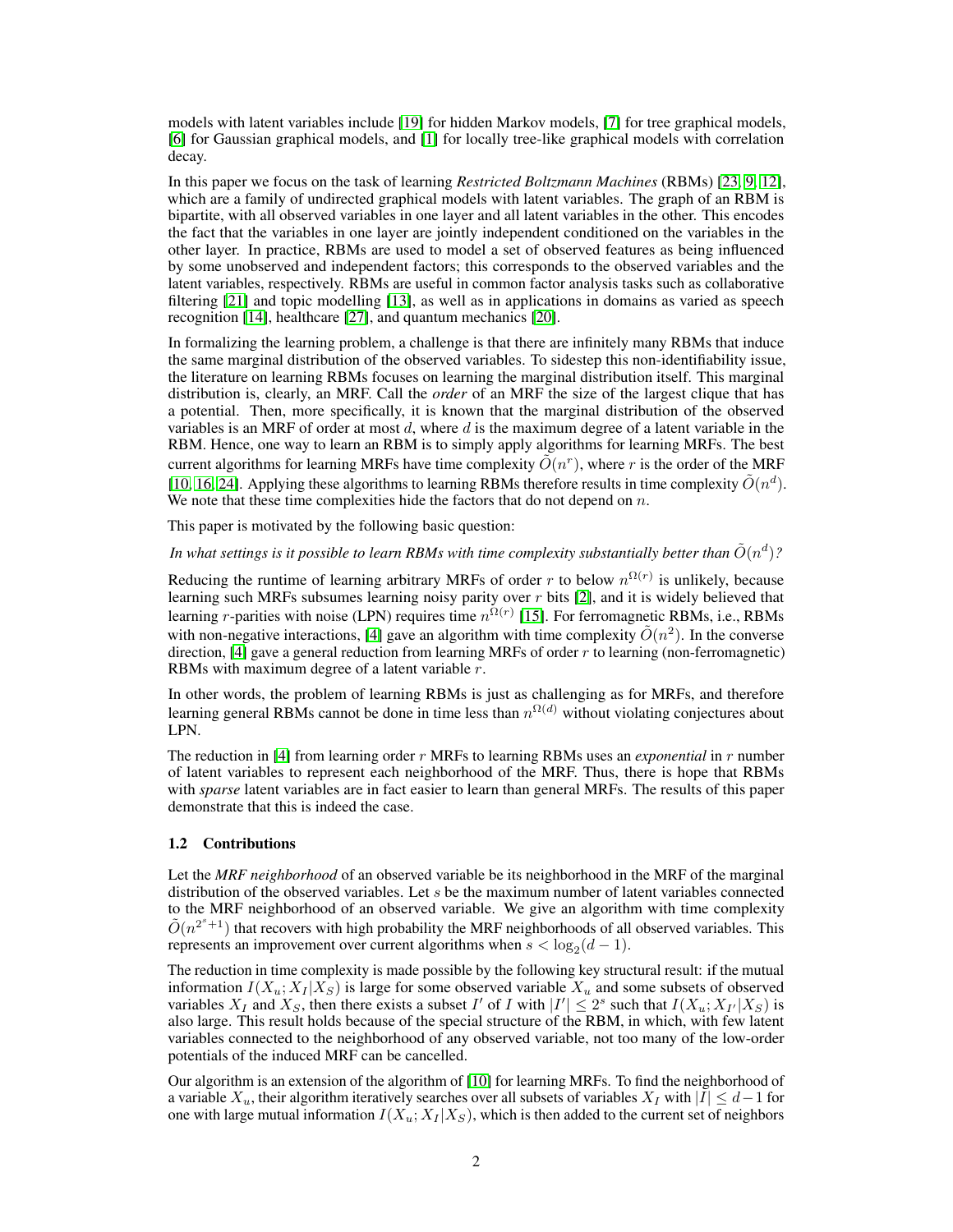models with latent variables include [19] for hidden Markov models, [7] for tree graphical models, [6] for Gaussian graphical models, and [1] for locally tree-like graphical models with correlation decay.

In this paper we focus on the task of learning *Restricted Boltzmann Machines* (RBMs) [23, 9, 12], which are a family of undirected graphical models with latent variables. The graph of an RBM is bipartite, with all observed variables in one layer and all latent variables in the other. This encodes the fact that the variables in one layer are jointly independent conditioned on the variables in the other layer. In practice, RBMs are used to model a set of observed features as being influenced by some unobserved and independent factors; this corresponds to the observed variables and the latent variables, respectively. RBMs are useful in common factor analysis tasks such as collaborative filtering [21] and topic modelling [13], as well as in applications in domains as varied as speech recognition [14], healthcare [27], and quantum mechanics [20].

In formalizing the learning problem, a challenge is that there are infinitely many RBMs that induce the same marginal distribution of the observed variables. To sidestep this non-identifiability issue, the literature on learning RBMs focuses on learning the marginal distribution itself. This marginal distribution is, clearly, an MRF. Call the *order* of an MRF the size of the largest clique that has a potential. Then, more specifically, it is known that the marginal distribution of the observed variables is an MRF of order at most $d$, where $d$ is the maximum degree of a latent variable in the RBM. Hence, one way to learn an RBM is to simply apply algorithms for learning MRFs. The best current algorithms for learning MRFs have time complexity $\tilde{O}(n^r)$, where $r$ is the order of the MRF [10, 16, 24]. Applying these algorithms to learning RBMs therefore results in time complexity $\tilde{O}(n^d)$. We note that these time complexities hide the factors that do not depend on $n$.

This paper is motivated by the following basic question:

*In what settings is it possible to learn RBMs with time complexity substantially better than $\tilde{O}(n^d)$?*

Reducing the runtime of learning arbitrary MRFs of order $r$ to below $n^{\Omega(r)}$ is unlikely, because learning such MRFs subsumes learning noisy parity over $r$ bits [2], and it is widely believed that learning $r$-parities with noise (LPN) requires time $n^{\Omega(r)}$ [15]. For ferromagnetic RBMs, i.e., RBMs with non-negative interactions, [4] gave an algorithm with time complexity $\tilde{O}(n^2)$. In the converse direction, [4] gave a general reduction from learning MRFs of order $r$ to learning (non-ferromagnetic) RBMs with maximum degree of a latent variable $r$.

In other words, the problem of learning RBMs is just as challenging as for MRFs, and therefore learning general RBMs cannot be done in time less than $n^{\Omega(d)}$ without violating conjectures about LPN.

The reduction in [4] from learning order $r$ MRFs to learning RBMs uses an *exponential* in $r$ number of latent variables to represent each neighborhood of the MRF. Thus, there is hope that RBMs with *sparse* latent variables are in fact easier to learn than general MRFs. The results of this paper demonstrate that this is indeed the case.

### 1.2 Contributions

Let the *MRF neighborhood* of an observed variable be its neighborhood in the MRF of the marginal distribution of the observed variables. Let $s$ be the maximum number of latent variables connected to the MRF neighborhood of an observed variable. We give an algorithm with time complexity $\tilde{O}(n^{2^s+1})$ that recovers with high probability the MRF neighborhoods of all observed variables. This represents an improvement over current algorithms when $s < \log_2(d-1)$.

The reduction in time complexity is made possible by the following key structural result: if the mutual information $I(X_u; X_I|X_S)$ is large for some observed variable $X_u$ and some subsets of observed variables $X_I$ and $X_S$, then there exists a subset $I'$ of $I$ with $|I'| \leq 2^s$ such that $I(X_u; X_{I'}|X_S)$ is also large. This result holds because of the special structure of the RBM, in which, with few latent variables connected to the neighborhood of any observed variable, not too many of the low-order potentials of the induced MRF can be cancelled.

Our algorithm is an extension of the algorithm of [10] for learning MRFs. To find the neighborhood of a variable $X_u$, their algorithm iteratively searches over all subsets of variables $X_I$ with $|I| \leq d-1$ for one with large mutual information $I(X_u; X_I|X_S)$, which is then added to the current set of neighbors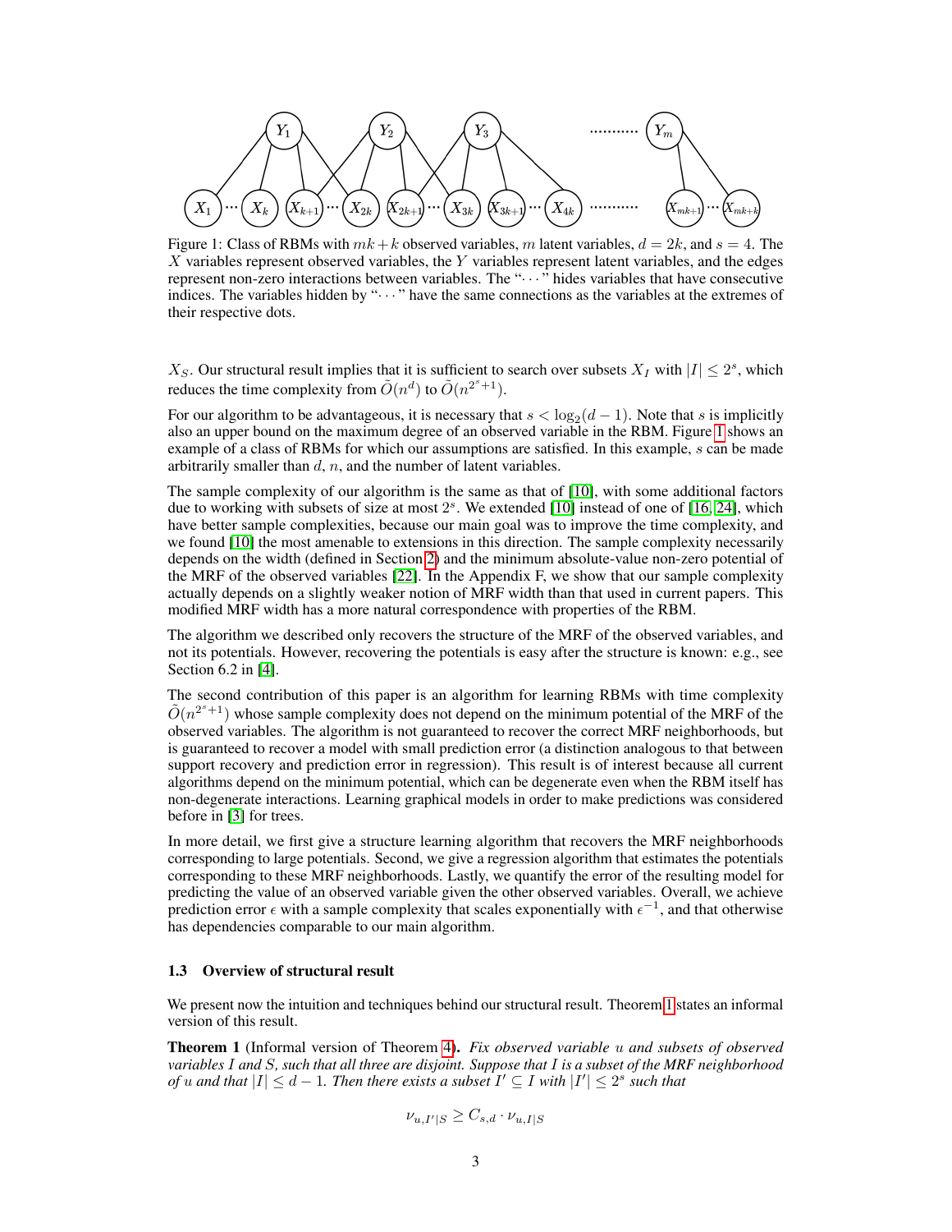Figure 1: Class of RBMs with $mk + k$ observed variables, $m$ latent variables, $d = 2k$, and $s = 4$. The $X$ variables represent observed variables, the $Y$ variables represent latent variables, and the edges represent non-zero interactions between variables. The "$\cdots$" hides variables that have consecutive indices. The variables hidden by "$\cdots$" have the same connections as the variables at the extremes of their respective dots.

$X_S$. Our structural result implies that it is sufficient to search over subsets $X_I$ with $|I| \leq 2^s$, which reduces the time complexity from $\tilde{O}(n^d)$ to $\tilde{O}(n^{2^s+1})$.

For our algorithm to be advantageous, it is necessary that $s < \log_2(d-1)$. Note that $s$ is implicitly also an upper bound on the maximum degree of an observed variable in the RBM. Figure 1 shows an example of a class of RBMs for which our assumptions are satisfied. In this example, $s$ can be made arbitrarily smaller than $d$, $n$, and the number of latent variables.

The sample complexity of our algorithm is the same as that of [10], with some additional factors due to working with subsets of size at most $2^s$. We extended [10] instead of one of [16, 24], which have better sample complexities, because our main goal was to improve the time complexity, and we found [10] the most amenable to extensions in this direction. The sample complexity necessarily depends on the width (defined in Section 2) and the minimum absolute-value non-zero potential of the MRF of the observed variables [22]. In the Appendix F, we show that our sample complexity actually depends on a slightly weaker notion of MRF width than that used in current papers. This modified MRF width has a more natural correspondence with properties of the RBM.

The algorithm we described only recovers the structure of the MRF of the observed variables, and not its potentials. However, recovering the potentials is easy after the structure is known: e.g., see Section 6.2 in [4].

The second contribution of this paper is an algorithm for learning RBMs with time complexity $\tilde{O}(n^{2^s+1})$ whose sample complexity does not depend on the minimum potential of the MRF of the observed variables. The algorithm is not guaranteed to recover the correct MRF neighborhoods, but is guaranteed to recover a model with small prediction error (a distinction analogous to that between support recovery and prediction error in regression). This result is of interest because all current algorithms depend on the minimum potential, which can be degenerate even when the RBM itself has non-degenerate interactions. Learning graphical models in order to make predictions was considered before in [3] for trees.

In more detail, we first give a structure learning algorithm that recovers the MRF neighborhoods corresponding to large potentials. Second, we give a regression algorithm that estimates the potentials corresponding to these MRF neighborhoods. Lastly, we quantify the error of the resulting model for predicting the value of an observed variable given the other observed variables. Overall, we achieve prediction error $\epsilon$ with a sample complexity that scales exponentially with $\epsilon^{-1}$, and that otherwise has dependencies comparable to our main algorithm.

### 1.3 Overview of structural result

We present now the intuition and techniques behind our structural result. Theorem 1 states an informal version of this result.

**Theorem 1** (Informal version of Theorem 4)**.** *Fix observed variable $u$ and subsets of observed variables $I$ and $S$, such that all three are disjoint. Suppose that $I$ is a subset of the MRF neighborhood of $u$ and that $|I| \leq d-1$. Then there exists a subset $I' \subseteq I$ with $|I'| \leq 2^s$ such that*

$$\nu_{u,I'|S} \geq C_{s,d} \cdot \nu_{u,I|S}$$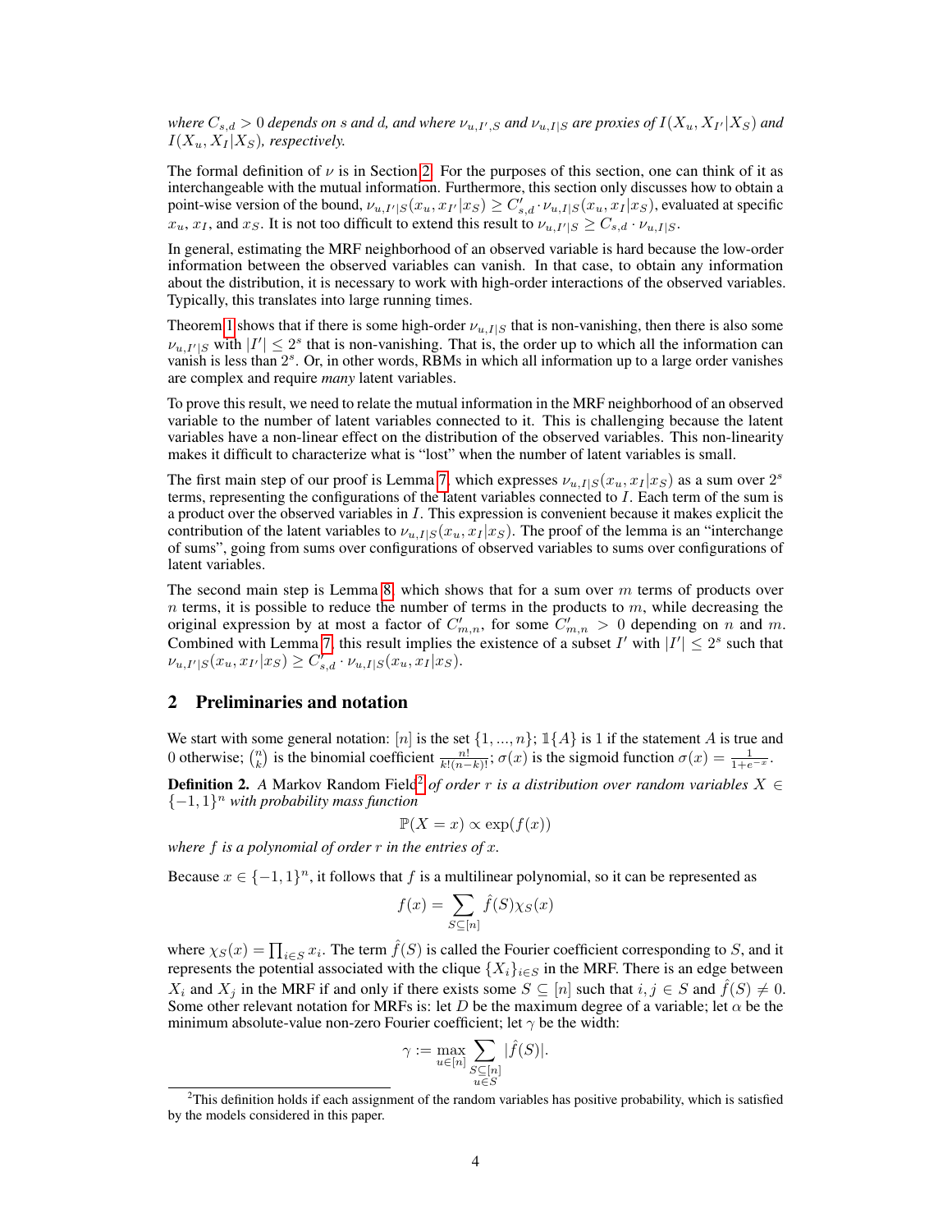*where $C_{s,d} > 0$ depends on $s$ and $d$, and where $\nu_{u,I',S}$ and $\nu_{u,I|S}$ are proxies of $I(X_u, X_{I'}|X_S)$ and $I(X_u, X_I|X_S)$, respectively.*

The formal definition of $\nu$ is in Section 2. For the purposes of this section, one can think of it as interchangeable with the mutual information. Furthermore, this section only discusses how to obtain a point-wise version of the bound, $\nu_{u,I'|S}(x_u, x_{I'}|x_S) \geq C'_{s,d} \cdot \nu_{u,I|S}(x_u, x_I|x_S)$, evaluated at specific $x_u$, $x_I$, and $x_S$. It is not too difficult to extend this result to $\nu_{u,I'|S} \geq C_{s,d} \cdot \nu_{u,I|S}$.

In general, estimating the MRF neighborhood of an observed variable is hard because the low-order information between the observed variables can vanish. In that case, to obtain any information about the distribution, it is necessary to work with high-order interactions of the observed variables. Typically, this translates into large running times.

Theorem 1 shows that if there is some high-order $\nu_{u,I|S}$ that is non-vanishing, then there is also some $\nu_{u,I'|S}$ with $|I'| \leq 2^s$ that is non-vanishing. That is, the order up to which all the information can vanish is less than $2^s$. Or, in other words, RBMs in which all information up to a large order vanishes are complex and require *many* latent variables.

To prove this result, we need to relate the mutual information in the MRF neighborhood of an observed variable to the number of latent variables connected to it. This is challenging because the latent variables have a non-linear effect on the distribution of the observed variables. This non-linearity makes it difficult to characterize what is "lost" when the number of latent variables is small.

The first main step of our proof is Lemma 7, which expresses $\nu_{u,I|S}(x_u, x_I|x_S)$ as a sum over $2^s$ terms, representing the configurations of the latent variables connected to $I$. Each term of the sum is a product over the observed variables in $I$. This expression is convenient because it makes explicit the contribution of the latent variables to $\nu_{u,I|S}(x_u, x_I|x_S)$. The proof of the lemma is an "interchange of sums", going from sums over configurations of observed variables to sums over configurations of latent variables.

The second main step is Lemma 8, which shows that for a sum over $m$ terms of products over $n$ terms, it is possible to reduce the number of terms in the products to $m$, while decreasing the original expression by at most a factor of $C'_{m,n}$, for some $C'_{m,n} > 0$ depending on $n$ and $m$. Combined with Lemma 7, this result implies the existence of a subset $I'$ with $|I'| \leq 2^s$ such that $\nu_{u,I'|S}(x_u, x_{I'}|x_S) \geq C'_{s,d} \cdot \nu_{u,I|S}(x_u, x_I|x_S)$.

## 2 Preliminaries and notation

We start with some general notation: $[n]$ is the set $\{1, ..., n\}$; $\mathbb{1}\{A\}$ is 1 if the statement $A$ is true and 0 otherwise; $\binom{n}{k}$ is the binomial coefficient $\frac{n!}{k!(n-k)!}$; $\sigma(x)$ is the sigmoid function $\sigma(x) = \frac{1}{1+e^{-x}}$.

**Definition 2.** *A* Markov Random Field[2] *of order $r$ is a distribution over random variables $X \in \{-1, 1\}^n$ with probability mass function*

$$\mathbb{P}(X = x) \propto \exp(f(x))$$

*where $f$ is a polynomial of order $r$ in the entries of $x$.*

Because $x \in \{-1, 1\}^n$, it follows that $f$ is a multilinear polynomial, so it can be represented as

$$f(x) = \sum_{S \subseteq [n]} \hat{f}(S)\chi_S(x)$$

where $\chi_S(x) = \prod_{i \in S} x_i$. The term $\hat{f}(S)$ is called the Fourier coefficient corresponding to $S$, and it represents the potential associated with the clique $\{X_i\}_{i \in S}$ in the MRF. There is an edge between $X_i$ and $X_j$ in the MRF if and only if there exists some $S \subseteq [n]$ such that $i, j \in S$ and $\hat{f}(S) \neq 0$. Some other relevant notation for MRFs is: let $D$ be the maximum degree of a variable; let $\alpha$ be the minimum absolute-value non-zero Fourier coefficient; let $\gamma$ be the width:

$$\gamma := \max_{u \in [n]} \sum_{\substack{S \subseteq [n] \\ u \in S}} |\hat{f}(S)|.$$

[2] This definition holds if each assignment of the random variables has positive probability, which is satisfied by the models considered in this paper.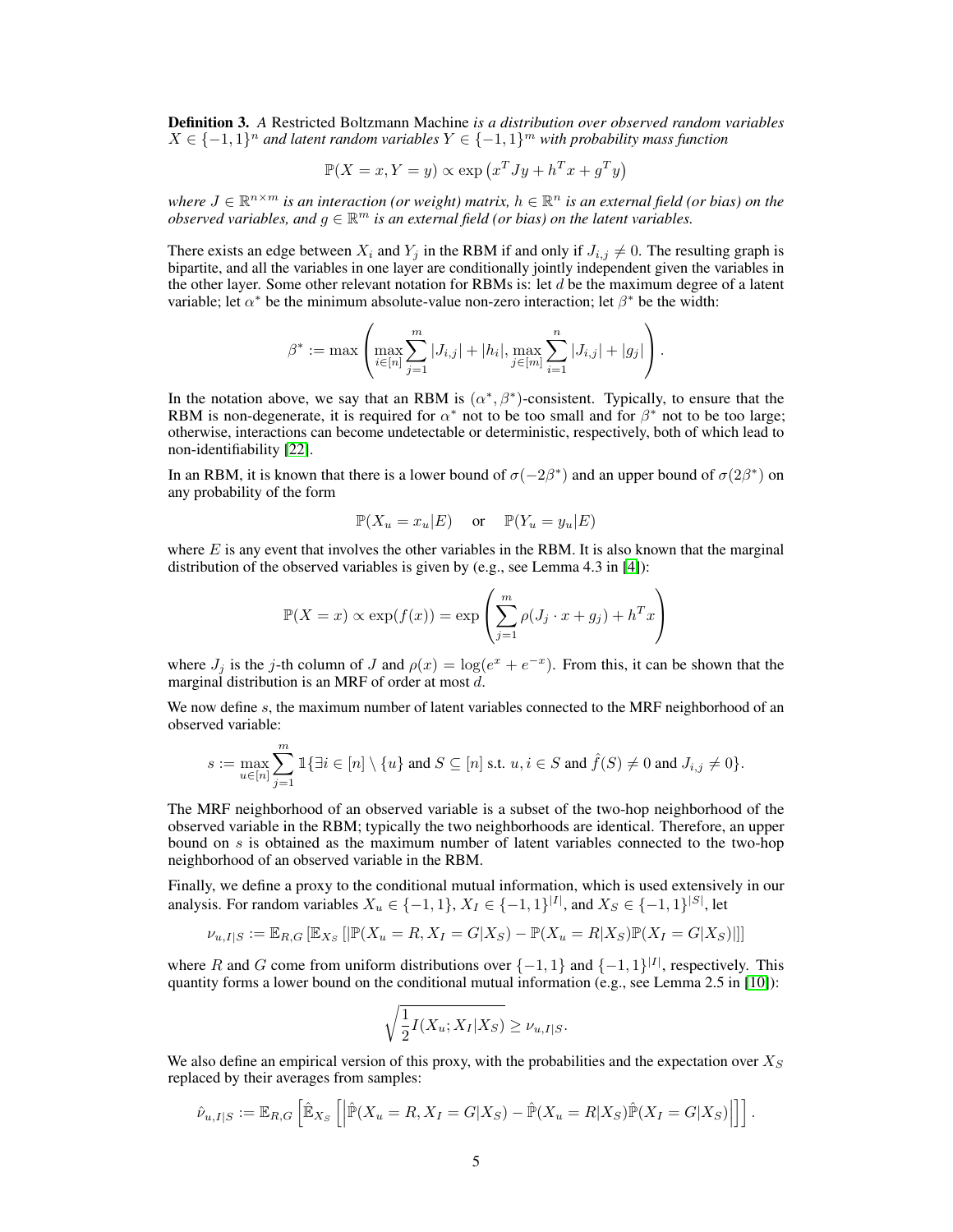**Definition 3.** *A* Restricted Boltzmann Machine *is a distribution over observed random variables $X \in \{-1,1\}^n$ and latent random variables $Y \in \{-1,1\}^m$ with probability mass function*

$$\mathbb{P}(X = x, Y = y) \propto \exp\left(x^T J y + h^T x + g^T y\right)$$

*where $J \in \mathbb{R}^{n \times m}$ is an interaction (or weight) matrix, $h \in \mathbb{R}^n$ is an external field (or bias) on the observed variables, and $g \in \mathbb{R}^m$ is an external field (or bias) on the latent variables.*

There exists an edge between $X_i$ and $Y_j$ in the RBM if and only if $J_{i,j} \neq 0$. The resulting graph is bipartite, and all the variables in one layer are conditionally jointly independent given the variables in the other layer. Some other relevant notation for RBMs is: let $d$ be the maximum degree of a latent variable; let $\alpha^*$ be the minimum absolute-value non-zero interaction; let $\beta^*$ be the width:

$$\beta^* := \max\left(\max_{i\in[n]} \sum_{j=1}^{m} |J_{i,j}| + |h_i|, \max_{j\in[m]} \sum_{i=1}^{n} |J_{i,j}| + |g_j|\right).$$

In the notation above, we say that an RBM is $(\alpha^*, \beta^*)$-consistent. Typically, to ensure that the RBM is non-degenerate, it is required for $\alpha^*$ not to be too small and for $\beta^*$ not to be too large; otherwise, interactions can become undetectable or deterministic, respectively, both of which lead to non-identifiability [22].

In an RBM, it is known that there is a lower bound of $\sigma(-2\beta^*)$ and an upper bound of $\sigma(2\beta^*)$ on any probability of the form

$$\mathbb{P}(X_u = x_u | E) \quad \text{or} \quad \mathbb{P}(Y_u = y_u | E)$$

where $E$ is any event that involves the other variables in the RBM. It is also known that the marginal distribution of the observed variables is given by (e.g., see Lemma 4.3 in [4]):

$$\mathbb{P}(X = x) \propto \exp(f(x)) = \exp\left(\sum_{j=1}^{m} \rho(J_j \cdot x + g_j) + h^T x\right)$$

where $J_j$ is the $j$-th column of $J$ and $\rho(x) = \log(e^x + e^{-x})$. From this, it can be shown that the marginal distribution is an MRF of order at most $d$.

We now define $s$, the maximum number of latent variables connected to the MRF neighborhood of an observed variable:

$$s := \max_{u\in[n]} \sum_{j=1}^{m} \mathbb{1}\{\exists i \in [n] \setminus \{u\} \text{ and } S \subseteq [n] \text{ s.t. } u, i \in S \text{ and } \hat{f}(S) \neq 0 \text{ and } J_{i,j} \neq 0\}.$$

The MRF neighborhood of an observed variable is a subset of the two-hop neighborhood of the observed variable in the RBM; typically the two neighborhoods are identical. Therefore, an upper bound on $s$ is obtained as the maximum number of latent variables connected to the two-hop neighborhood of an observed variable in the RBM.

Finally, we define a proxy to the conditional mutual information, which is used extensively in our analysis. For random variables $X_u \in \{-1,1\}$, $X_I \in \{-1,1\}^{|I|}$, and $X_S \in \{-1,1\}^{|S|}$, let

$$\nu_{u,I|S} := \mathbb{E}_{R,G}\left[\mathbb{E}_{X_S}\left[|\mathbb{P}(X_u = R, X_I = G|X_S) - \mathbb{P}(X_u = R|X_S)\mathbb{P}(X_I = G|X_S)|\right]\right]$$

where $R$ and $G$ come from uniform distributions over $\{-1,1\}$ and $\{-1,1\}^{|I|}$, respectively. This quantity forms a lower bound on the conditional mutual information (e.g., see Lemma 2.5 in [10]):

$$\sqrt{\frac{1}{2} I(X_u; X_I | X_S)} \geq \nu_{u,I|S}.$$

We also define an empirical version of this proxy, with the probabilities and the expectation over $X_S$ replaced by their averages from samples:

$$\hat{\nu}_{u,I|S} := \mathbb{E}_{R,G}\left[\hat{\mathbb{E}}_{X_S}\left[\left|\hat{\mathbb{P}}(X_u = R, X_I = G|X_S) - \hat{\mathbb{P}}(X_u = R|X_S)\hat{\mathbb{P}}(X_I = G|X_S)\right|\right]\right].$$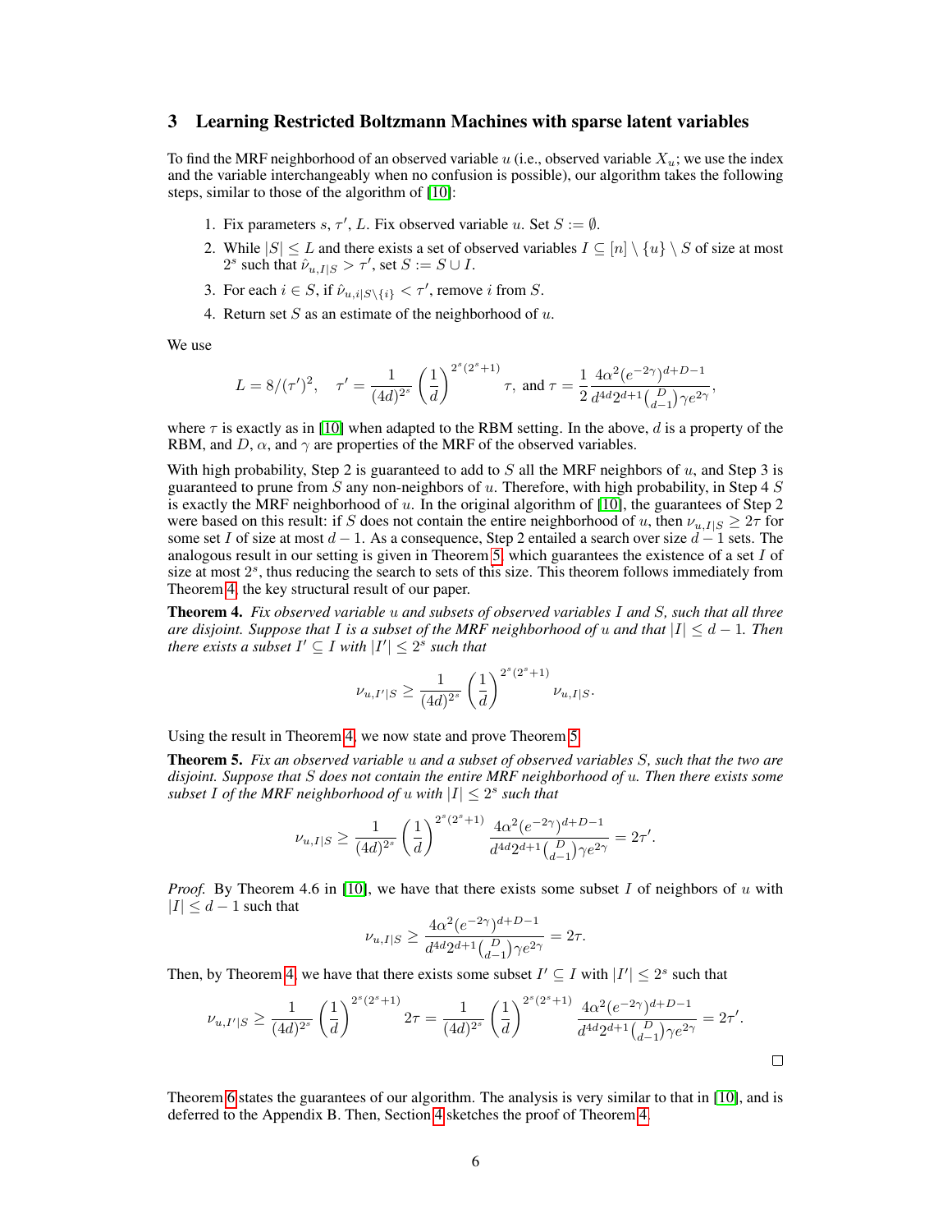## 3 Learning Restricted Boltzmann Machines with sparse latent variables

To find the MRF neighborhood of an observed variable $u$ (i.e., observed variable $X_u$; we use the index and the variable interchangeably when no confusion is possible), our algorithm takes the following steps, similar to those of the algorithm of [10]:

1. Fix parameters $s$, $\tau'$, $L$. Fix observed variable $u$. Set $S := \emptyset$.
2. While $|S| \leq L$ and there exists a set of observed variables $I \subseteq [n] \setminus \{u\} \setminus S$ of size at most $2^s$ such that $\hat{\nu}_{u,I|S} > \tau'$, set $S := S \cup I$.
3. For each $i \in S$, if $\hat{\nu}_{u,i|S\setminus\{i\}} < \tau'$, remove $i$ from $S$.
4. Return set $S$ as an estimate of the neighborhood of $u$.

We use

$$L = 8/(\tau')^2, \quad \tau' = \frac{1}{(4d)^{2^s}} \left(\frac{1}{d}\right)^{2^s(2^s+1)} \tau, \text{ and } \tau = \frac{1}{2} \frac{4\alpha^2(e^{-2\gamma})^{d+D-1}}{d^{4d} 2^{d+1} \binom{D}{d-1} \gamma e^{2\gamma}},$$

where $\tau$ is exactly as in [10] when adapted to the RBM setting. In the above, $d$ is a property of the RBM, and $D$, $\alpha$, and $\gamma$ are properties of the MRF of the observed variables.

With high probability, Step 2 is guaranteed to add to $S$ all the MRF neighbors of $u$, and Step 3 is guaranteed to prune from $S$ any non-neighbors of $u$. Therefore, with high probability, in Step 4 $S$ is exactly the MRF neighborhood of $u$. In the original algorithm of [10], the guarantees of Step 2 were based on this result: if $S$ does not contain the entire neighborhood of $u$, then $\nu_{u,I|S} \geq 2\tau$ for some set $I$ of size at most $d-1$. As a consequence, Step 2 entailed a search over size $d-1$ sets. The analogous result in our setting is given in Theorem 5, which guarantees the existence of a set $I$ of size at most $2^s$, thus reducing the search to sets of this size. This theorem follows immediately from Theorem 4, the key structural result of our paper.

**Theorem 4.** *Fix observed variable $u$ and subsets of observed variables $I$ and $S$, such that all three are disjoint. Suppose that $I$ is a subset of the MRF neighborhood of $u$ and that $|I| \leq d-1$. Then there exists a subset $I' \subseteq I$ with $|I'| \leq 2^s$ such that*

$$\nu_{u,I'|S} \geq \frac{1}{(4d)^{2^s}} \left(\frac{1}{d}\right)^{2^s(2^s+1)} \nu_{u,I|S}.$$

Using the result in Theorem 4, we now state and prove Theorem 5.

**Theorem 5.** *Fix an observed variable $u$ and a subset of observed variables $S$, such that the two are disjoint. Suppose that $S$ does not contain the entire MRF neighborhood of $u$. Then there exists some subset $I$ of the MRF neighborhood of $u$ with $|I| \leq 2^s$ such that*

$$\nu_{u,I|S} \geq \frac{1}{(4d)^{2^s}} \left(\frac{1}{d}\right)^{2^s(2^s+1)} \frac{4\alpha^2(e^{-2\gamma})^{d+D-1}}{d^{4d} 2^{d+1} \binom{D}{d-1} \gamma e^{2\gamma}} = 2\tau'.$$

*Proof.* By Theorem 4.6 in [10], we have that there exists some subset $I$ of neighbors of $u$ with $|I| \leq d-1$ such that

$$\nu_{u,I|S} \geq \frac{4\alpha^2(e^{-2\gamma})^{d+D-1}}{d^{4d} 2^{d+1} \binom{D}{d-1} \gamma e^{2\gamma}} = 2\tau.$$

Then, by Theorem 4, we have that there exists some subset $I' \subseteq I$ with $|I'| \leq 2^s$ such that

$$\nu_{u,I'|S} \geq \frac{1}{(4d)^{2^s}} \left(\frac{1}{d}\right)^{2^s(2^s+1)} 2\tau = \frac{1}{(4d)^{2^s}} \left(\frac{1}{d}\right)^{2^s(2^s+1)} \frac{4\alpha^2(e^{-2\gamma})^{d+D-1}}{d^{4d} 2^{d+1} \binom{D}{d-1} \gamma e^{2\gamma}} = 2\tau'.$$

□

Theorem 6 states the guarantees of our algorithm. The analysis is very similar to that in [10], and is deferred to the Appendix B. Then, Section 4 sketches the proof of Theorem 4.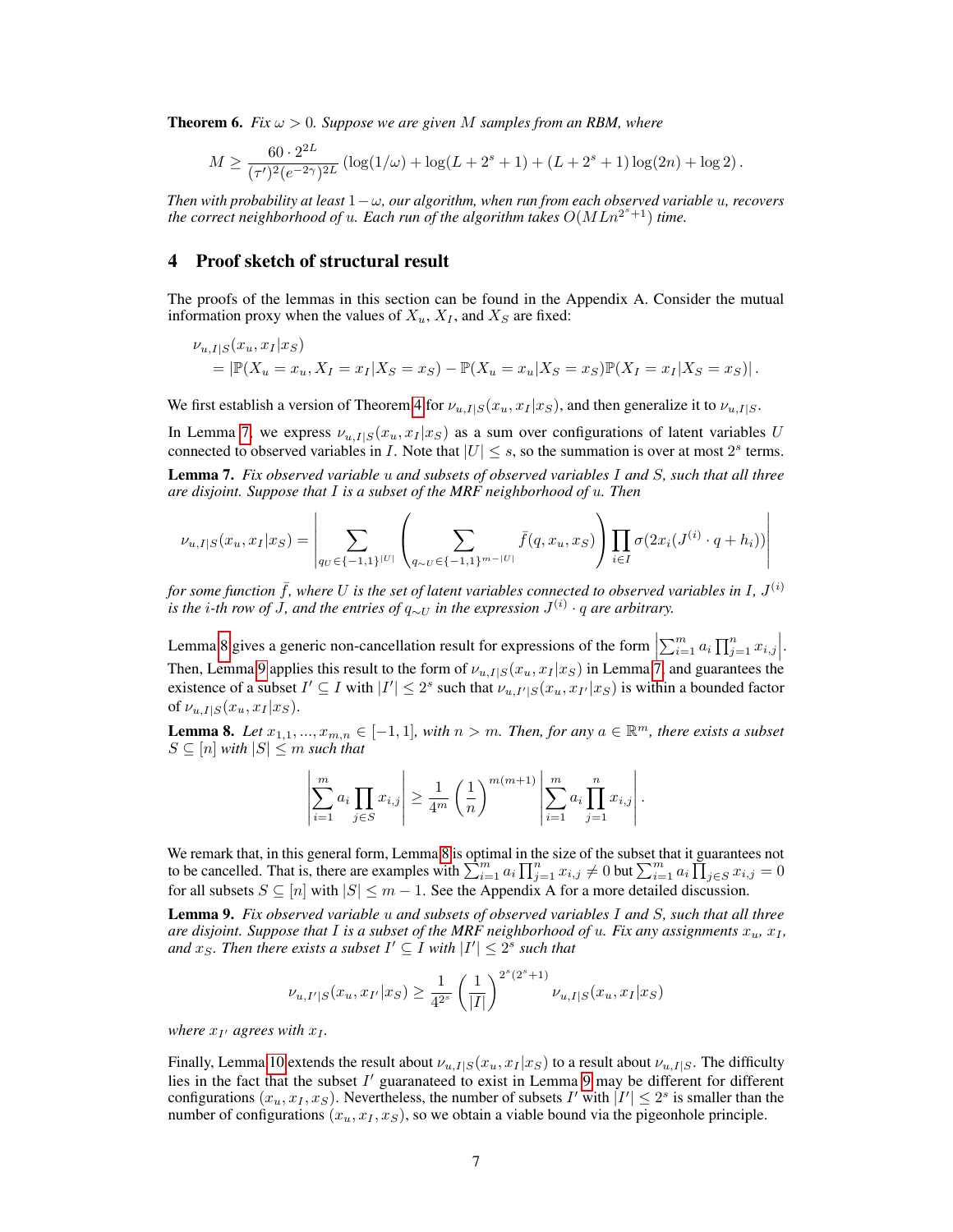**Theorem 6.** *Fix $\omega > 0$. Suppose we are given $M$ samples from an RBM, where*

$$M \geq \frac{60 \cdot 2^{2L}}{(\tau')^2 (e^{-2\gamma})^{2L}} \left( \log(1/\omega) + \log(L + 2^s + 1) + (L + 2^s + 1) \log(2n) + \log 2 \right).$$

*Then with probability at least $1 - \omega$, our algorithm, when run from each observed variable $u$, recovers the correct neighborhood of $u$. Each run of the algorithm takes $O(MLn^{2^s+1})$ time.*

# 4 Proof sketch of structural result

The proofs of the lemmas in this section can be found in the Appendix A. Consider the mutual information proxy when the values of $X_u$, $X_I$, and $X_S$ are fixed:

$$\begin{aligned}
&\nu_{u,I|S}(x_u, x_I | x_S) \\
&\quad = |\mathbb{P}(X_u = x_u, X_I = x_I | X_S = x_S) - \mathbb{P}(X_u = x_u | X_S = x_S)\mathbb{P}(X_I = x_I | X_S = x_S)|.
\end{aligned}$$

We first establish a version of Theorem 4 for $\nu_{u,I|S}(x_u, x_I | x_S)$, and then generalize it to $\nu_{u,I|S}$.

In Lemma 7, we express $\nu_{u,I|S}(x_u, x_I | x_S)$ as a sum over configurations of latent variables $U$ connected to observed variables in $I$. Note that $|U| \leq s$, so the summation is over at most $2^s$ terms.

**Lemma 7.** *Fix observed variable $u$ and subsets of observed variables $I$ and $S$, such that all three are disjoint. Suppose that $I$ is a subset of the MRF neighborhood of $u$. Then*

$$\nu_{u,I|S}(x_u, x_I | x_S) = \left| \sum_{q_U \in \{-1,1\}^{|U|}} \left( \sum_{q_{\sim U} \in \{-1,1\}^{m-|U|}} \bar{f}(q, x_u, x_S) \right) \prod_{i \in I} \sigma(2x_i(J^{(i)} \cdot q + h_i)) \right|$$

*for some function $\bar{f}$, where $U$ is the set of latent variables connected to observed variables in $I$, $J^{(i)}$ is the $i$-th row of $J$, and the entries of $q_{\sim U}$ in the expression $J^{(i)} \cdot q$ are arbitrary.*

Lemma 8 gives a generic non-cancellation result for expressions of the form $\left| \sum_{i=1}^m a_i \prod_{j=1}^n x_{i,j} \right|$. Then, Lemma 9 applies this result to the form of $\nu_{u,I|S}(x_u, x_I | x_S)$ in Lemma 7, and guarantees the existence of a subset $I' \subseteq I$ with $|I'| \leq 2^s$ such that $\nu_{u,I'|S}(x_u, x_{I'} | x_S)$ is within a bounded factor of $\nu_{u,I|S}(x_u, x_I | x_S)$.

**Lemma 8.** *Let $x_{1,1}, ..., x_{m,n} \in [-1, 1]$, with $n > m$. Then, for any $a \in \mathbb{R}^m$, there exists a subset $S \subseteq [n]$ with $|S| \leq m$ such that*

$$\left| \sum_{i=1}^m a_i \prod_{j \in S} x_{i,j} \right| \geq \frac{1}{4^m} \left( \frac{1}{n} \right)^{m(m+1)} \left| \sum_{i=1}^m a_i \prod_{j=1}^n x_{i,j} \right|.$$

We remark that, in this general form, Lemma 8 is optimal in the size of the subset that it guarantees not to be cancelled. That is, there are examples with $\sum_{i=1}^m a_i \prod_{j=1}^n x_{i,j} \neq 0$ but $\sum_{i=1}^m a_i \prod_{j \in S} x_{i,j} = 0$ for all subsets $S \subseteq [n]$ with $|S| \leq m - 1$. See the Appendix A for a more detailed discussion.

**Lemma 9.** *Fix observed variable $u$ and subsets of observed variables $I$ and $S$, such that all three are disjoint. Suppose that $I$ is a subset of the MRF neighborhood of $u$. Fix any assignments $x_u$, $x_I$, and $x_S$. Then there exists a subset $I' \subseteq I$ with $|I'| \leq 2^s$ such that*

$$\nu_{u,I'|S}(x_u, x_{I'} | x_S) \geq \frac{1}{4^{2^s}} \left( \frac{1}{|I|} \right)^{2^s(2^s+1)} \nu_{u,I|S}(x_u, x_I | x_S)$$

*where $x_{I'}$ agrees with $x_I$.*

Finally, Lemma 10 extends the result about $\nu_{u,I|S}(x_u, x_I | x_S)$ to a result about $\nu_{u,I|S}$. The difficulty lies in the fact that the subset $I'$ guaranateed to exist in Lemma 9 may be different for different configurations $(x_u, x_I, x_S)$. Nevertheless, the number of subsets $I'$ with $|I'| \leq 2^s$ is smaller than the number of configurations $(x_u, x_I, x_S)$, so we obtain a viable bound via the pigeonhole principle.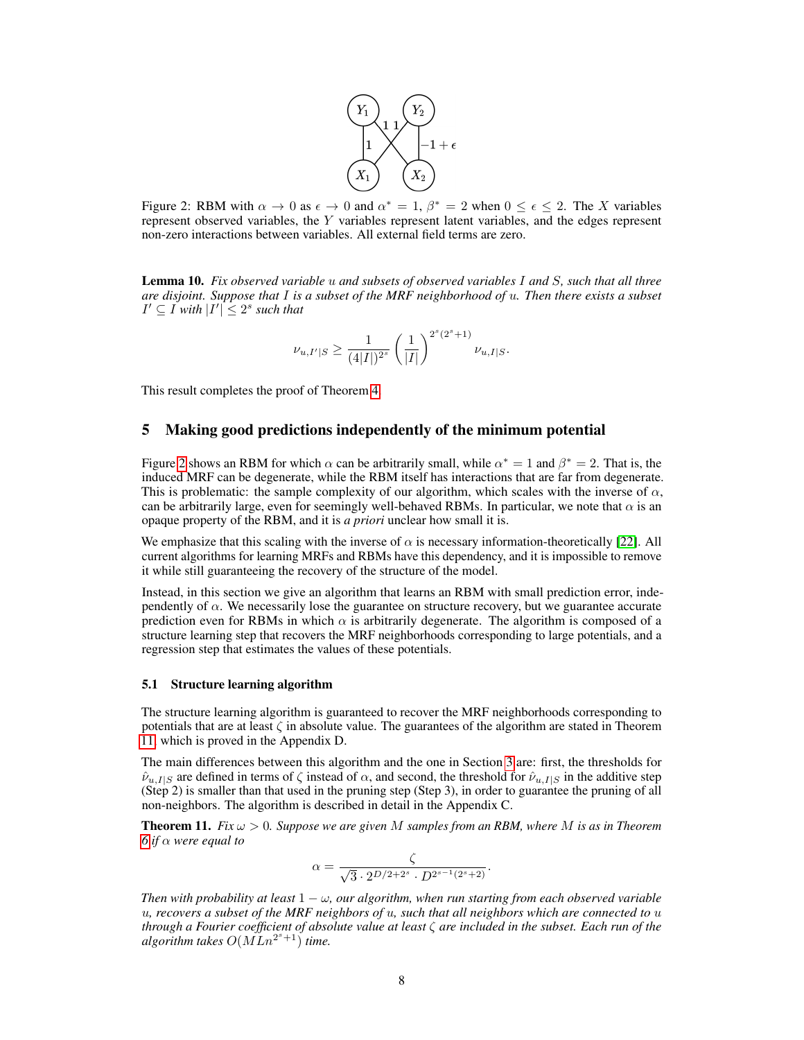Figure 2: RBM with $\alpha \to 0$ as $\epsilon \to 0$ and $\alpha^* = 1$, $\beta^* = 2$ when $0 \leq \epsilon \leq 2$. The $X$ variables represent observed variables, the $Y$ variables represent latent variables, and the edges represent non-zero interactions between variables. All external field terms are zero.

**Lemma 10.** *Fix observed variable $u$ and subsets of observed variables $I$ and $S$, such that all three are disjoint. Suppose that $I$ is a subset of the MRF neighborhood of $u$. Then there exists a subset $I' \subseteq I$ with $|I'| \leq 2^s$ such that*

$$\nu_{u,I'|S} \geq \frac{1}{(4|I|)^{2^s}} \left(\frac{1}{|I|}\right)^{2^s(2^s+1)} \nu_{u,I|S}.$$

This result completes the proof of Theorem 4.

## 5 Making good predictions independently of the minimum potential

Figure 2 shows an RBM for which $\alpha$ can be arbitrarily small, while $\alpha^* = 1$ and $\beta^* = 2$. That is, the induced MRF can be degenerate, while the RBM itself has interactions that are far from degenerate. This is problematic: the sample complexity of our algorithm, which scales with the inverse of $\alpha$, can be arbitrarily large, even for seemingly well-behaved RBMs. In particular, we note that $\alpha$ is an opaque property of the RBM, and it is *a priori* unclear how small it is.

We emphasize that this scaling with the inverse of $\alpha$ is necessary information-theoretically [22]. All current algorithms for learning MRFs and RBMs have this dependency, and it is impossible to remove it while still guaranteeing the recovery of the structure of the model.

Instead, in this section we give an algorithm that learns an RBM with small prediction error, independently of $\alpha$. We necessarily lose the guarantee on structure recovery, but we guarantee accurate prediction even for RBMs in which $\alpha$ is arbitrarily degenerate. The algorithm is composed of a structure learning step that recovers the MRF neighborhoods corresponding to large potentials, and a regression step that estimates the values of these potentials.

### 5.1 Structure learning algorithm

The structure learning algorithm is guaranteed to recover the MRF neighborhoods corresponding to potentials that are at least $\zeta$ in absolute value. The guarantees of the algorithm are stated in Theorem 11, which is proved in the Appendix D.

The main differences between this algorithm and the one in Section 3 are: first, the thresholds for $\hat{\nu}_{u,I|S}$ are defined in terms of $\zeta$ instead of $\alpha$, and second, the threshold for $\hat{\nu}_{u,I|S}$ in the additive step (Step 2) is smaller than that used in the pruning step (Step 3), in order to guarantee the pruning of all non-neighbors. The algorithm is described in detail in the Appendix C.

**Theorem 11.** *Fix $\omega > 0$. Suppose we are given $M$ samples from an RBM, where $M$ is as in Theorem 6 if $\alpha$ were equal to*

$$\alpha = \frac{\zeta}{\sqrt{3} \cdot 2^{D/2+2^s} \cdot D^{2^{s-1}(2^s+2)}}.$$

*Then with probability at least $1 - \omega$, our algorithm, when run starting from each observed variable $u$, recovers a subset of the MRF neighbors of $u$, such that all neighbors which are connected to $u$ through a Fourier coefficient of absolute value at least $\zeta$ are included in the subset. Each run of the algorithm takes $O(MLn^{2^s+1})$ time.*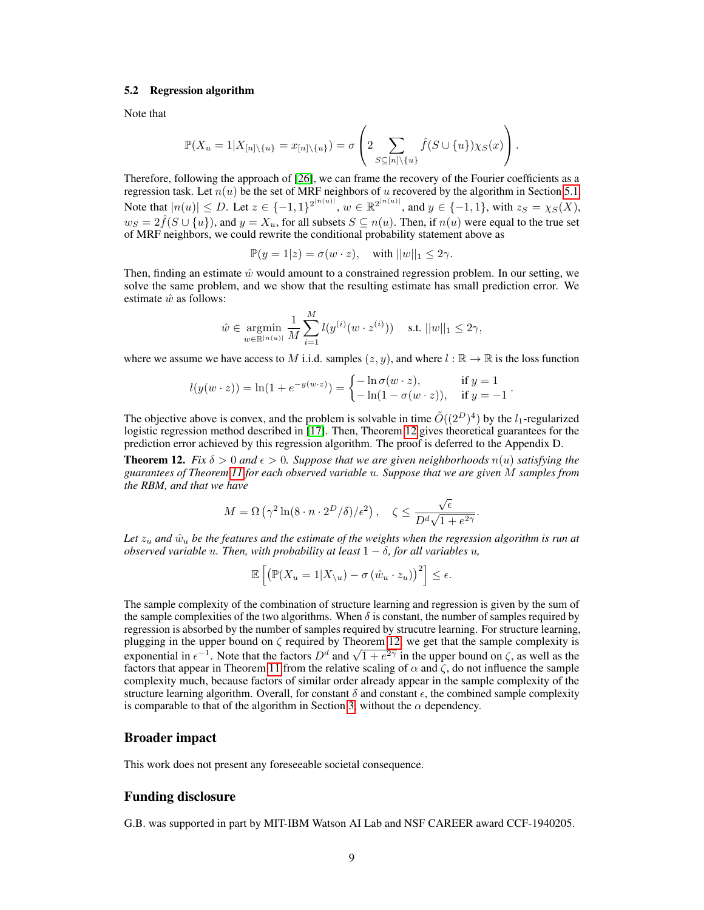### 5.2 Regression algorithm

Note that

$$\mathbb{P}(X_u = 1 | X_{[n]\setminus\{u\}} = x_{[n]\setminus\{u\}}) = \sigma\left(2 \sum_{S \subseteq [n]\setminus\{u\}} \hat{f}(S \cup \{u\})\chi_S(x)\right).$$

Therefore, following the approach of [26], we can frame the recovery of the Fourier coefficients as a regression task. Let $n(u)$ be the set of MRF neighbors of $u$ recovered by the algorithm in Section 5.1. Note that $|n(u)| \leq D$. Let $z \in \{-1, 1\}^{2^{|n(u)|}}$, $w \in \mathbb{R}^{2^{|n(u)|}}$, and $y \in \{-1, 1\}$, with $z_S = \chi_S(X)$, $w_S = 2\hat{f}(S \cup \{u\})$, and $y = X_u$, for all subsets $S \subseteq n(u)$. Then, if $n(u)$ were equal to the true set of MRF neighbors, we could rewrite the conditional probability statement above as

$$\mathbb{P}(y = 1|z) = \sigma(w \cdot z), \quad \text{with } ||w||_1 \leq 2\gamma.$$

Then, finding an estimate $\hat{w}$ would amount to a constrained regression problem. In our setting, we solve the same problem, and we show that the resulting estimate has small prediction error. We estimate $\hat{w}$ as follows:

$$\hat{w} \in \underset{w \in \mathbb{R}^{|n(u)|}}{\operatorname{argmin}} \frac{1}{M} \sum_{i=1}^{M} l(y^{(i)}(w \cdot z^{(i)})) \quad \text{s.t. } ||w||_1 \leq 2\gamma,$$

where we assume we have access to $M$ i.i.d. samples $(z, y)$, and where $l : \mathbb{R} \to \mathbb{R}$ is the loss function

$$l(y(w \cdot z)) = \ln(1 + e^{-y(w \cdot z)}) = \begin{cases} -\ln \sigma(w \cdot z), & \text{if } y = 1 \\ -\ln(1 - \sigma(w \cdot z)), & \text{if } y = -1 \end{cases}.$$

The objective above is convex, and the problem is solvable in time $\tilde{O}((2^D)^4)$ by the $l_1$-regularized logistic regression method described in [17]. Then, Theorem 12 gives theoretical guarantees for the prediction error achieved by this regression algorithm. The proof is deferred to the Appendix D.

**Theorem 12.** *Fix $\delta > 0$ and $\epsilon > 0$. Suppose that we are given neighborhoods $n(u)$ satisfying the guarantees of Theorem 11 for each observed variable $u$. Suppose that we are given $M$ samples from the RBM, and that we have*

$$M = \Omega\left(\gamma^2 \ln(8 \cdot n \cdot 2^D/\delta)/\epsilon^2\right), \quad \zeta \leq \frac{\sqrt{\epsilon}}{D^d\sqrt{1 + e^{2\gamma}}}.$$

*Let $z_u$ and $\hat{w}_u$ be the features and the estimate of the weights when the regression algorithm is run at observed variable $u$. Then, with probability at least $1 - \delta$, for all variables $u$,*

$$\mathbb{E}\left[\left(\mathbb{P}(X_u = 1|X_{\setminus u}) - \sigma\left(\hat{w}_u \cdot z_u\right)\right)^2\right] \leq \epsilon.$$

The sample complexity of the combination of structure learning and regression is given by the sum of the sample complexities of the two algorithms. When $\delta$ is constant, the number of samples required by regression is absorbed by the number of samples required by strucutre learning. For structure learning, plugging in the upper bound on $\zeta$ required by Theorem 12, we get that the sample complexity is exponential in $\epsilon^{-1}$. Note that the factors $D^d$ and $\sqrt{1 + e^{2\gamma}}$ in the upper bound on $\zeta$, as well as the factors that appear in Theorem 11 from the relative scaling of $\alpha$ and $\zeta$, do not influence the sample complexity much, because factors of similar order already appear in the sample complexity of the structure learning algorithm. Overall, for constant $\delta$ and constant $\epsilon$, the combined sample complexity is comparable to that of the algorithm in Section 3, without the $\alpha$ dependency.

## Broader impact

This work does not present any foreseeable societal consequence.

## Funding disclosure

G.B. was supported in part by MIT-IBM Watson AI Lab and NSF CAREER award CCF-1940205.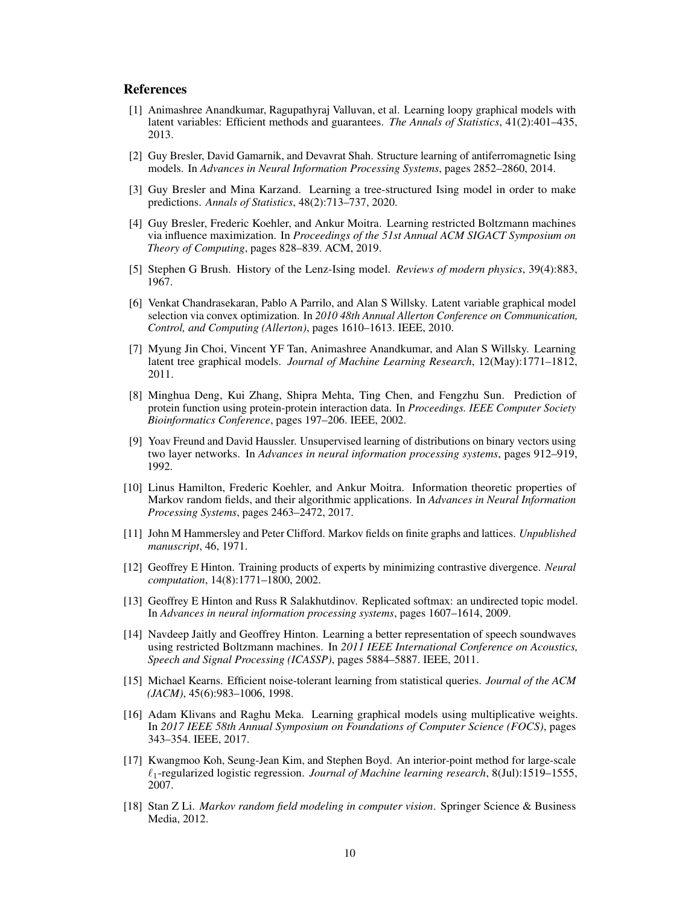## References

[1] Animashree Anandkumar, Ragupathyraj Valluvan, et al. Learning loopy graphical models with latent variables: Efficient methods and guarantees. *The Annals of Statistics*, 41(2):401–435, 2013.

[2] Guy Bresler, David Gamarnik, and Devavrat Shah. Structure learning of antiferromagnetic Ising models. In *Advances in Neural Information Processing Systems*, pages 2852–2860, 2014.

[3] Guy Bresler and Mina Karzand. Learning a tree-structured Ising model in order to make predictions. *Annals of Statistics*, 48(2):713–737, 2020.

[4] Guy Bresler, Frederic Koehler, and Ankur Moitra. Learning restricted Boltzmann machines via influence maximization. In *Proceedings of the 51st Annual ACM SIGACT Symposium on Theory of Computing*, pages 828–839. ACM, 2019.

[5] Stephen G Brush. History of the Lenz-Ising model. *Reviews of modern physics*, 39(4):883, 1967.

[6] Venkat Chandrasekaran, Pablo A Parrilo, and Alan S Willsky. Latent variable graphical model selection via convex optimization. In *2010 48th Annual Allerton Conference on Communication, Control, and Computing (Allerton)*, pages 1610–1613. IEEE, 2010.

[7] Myung Jin Choi, Vincent YF Tan, Animashree Anandkumar, and Alan S Willsky. Learning latent tree graphical models. *Journal of Machine Learning Research*, 12(May):1771–1812, 2011.

[8] Minghua Deng, Kui Zhang, Shipra Mehta, Ting Chen, and Fengzhu Sun. Prediction of protein function using protein-protein interaction data. In *Proceedings. IEEE Computer Society Bioinformatics Conference*, pages 197–206. IEEE, 2002.

[9] Yoav Freund and David Haussler. Unsupervised learning of distributions on binary vectors using two layer networks. In *Advances in neural information processing systems*, pages 912–919, 1992.

[10] Linus Hamilton, Frederic Koehler, and Ankur Moitra. Information theoretic properties of Markov random fields, and their algorithmic applications. In *Advances in Neural Information Processing Systems*, pages 2463–2472, 2017.

[11] John M Hammersley and Peter Clifford. Markov fields on finite graphs and lattices. *Unpublished manuscript*, 46, 1971.

[12] Geoffrey E Hinton. Training products of experts by minimizing contrastive divergence. *Neural computation*, 14(8):1771–1800, 2002.

[13] Geoffrey E Hinton and Russ R Salakhutdinov. Replicated softmax: an undirected topic model. In *Advances in neural information processing systems*, pages 1607–1614, 2009.

[14] Navdeep Jaitly and Geoffrey Hinton. Learning a better representation of speech soundwaves using restricted Boltzmann machines. In *2011 IEEE International Conference on Acoustics, Speech and Signal Processing (ICASSP)*, pages 5884–5887. IEEE, 2011.

[15] Michael Kearns. Efficient noise-tolerant learning from statistical queries. *Journal of the ACM (JACM)*, 45(6):983–1006, 1998.

[16] Adam Klivans and Raghu Meka. Learning graphical models using multiplicative weights. In *2017 IEEE 58th Annual Symposium on Foundations of Computer Science (FOCS)*, pages 343–354. IEEE, 2017.

[17] Kwangmoo Koh, Seung-Jean Kim, and Stephen Boyd. An interior-point method for large-scale $\ell_1$-regularized logistic regression. *Journal of Machine learning research*, 8(Jul):1519–1555, 2007.

[18] Stan Z Li. *Markov random field modeling in computer vision*. Springer Science & Business Media, 2012.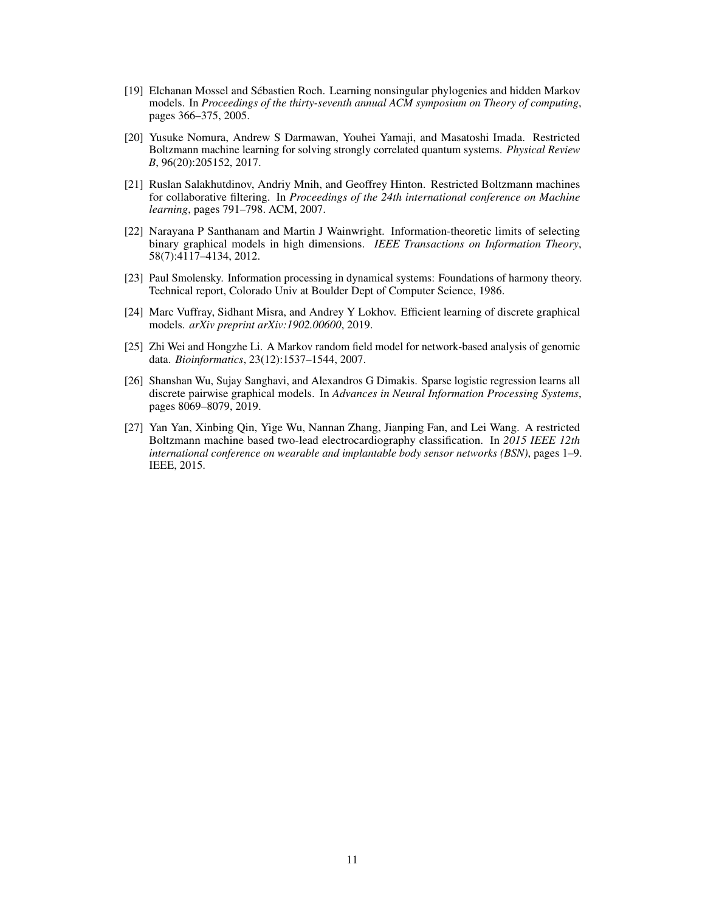[19] Elchanan Mossel and Sébastien Roch. Learning nonsingular phylogenies and hidden Markov models. In *Proceedings of the thirty-seventh annual ACM symposium on Theory of computing*, pages 366–375, 2005.

[20] Yusuke Nomura, Andrew S Darmawan, Youhei Yamaji, and Masatoshi Imada. Restricted Boltzmann machine learning for solving strongly correlated quantum systems. *Physical Review B*, 96(20):205152, 2017.

[21] Ruslan Salakhutdinov, Andriy Mnih, and Geoffrey Hinton. Restricted Boltzmann machines for collaborative filtering. In *Proceedings of the 24th international conference on Machine learning*, pages 791–798. ACM, 2007.

[22] Narayana P Santhanam and Martin J Wainwright. Information-theoretic limits of selecting binary graphical models in high dimensions. *IEEE Transactions on Information Theory*, 58(7):4117–4134, 2012.

[23] Paul Smolensky. Information processing in dynamical systems: Foundations of harmony theory. Technical report, Colorado Univ at Boulder Dept of Computer Science, 1986.

[24] Marc Vuffray, Sidhant Misra, and Andrey Y Lokhov. Efficient learning of discrete graphical models. *arXiv preprint arXiv:1902.00600*, 2019.

[25] Zhi Wei and Hongzhe Li. A Markov random field model for network-based analysis of genomic data. *Bioinformatics*, 23(12):1537–1544, 2007.

[26] Shanshan Wu, Sujay Sanghavi, and Alexandros G Dimakis. Sparse logistic regression learns all discrete pairwise graphical models. In *Advances in Neural Information Processing Systems*, pages 8069–8079, 2019.

[27] Yan Yan, Xinbing Qin, Yige Wu, Nannan Zhang, Jianping Fan, and Lei Wang. A restricted Boltzmann machine based two-lead electrocardiography classification. In *2015 IEEE 12th international conference on wearable and implantable body sensor networks (BSN)*, pages 1–9. IEEE, 2015.